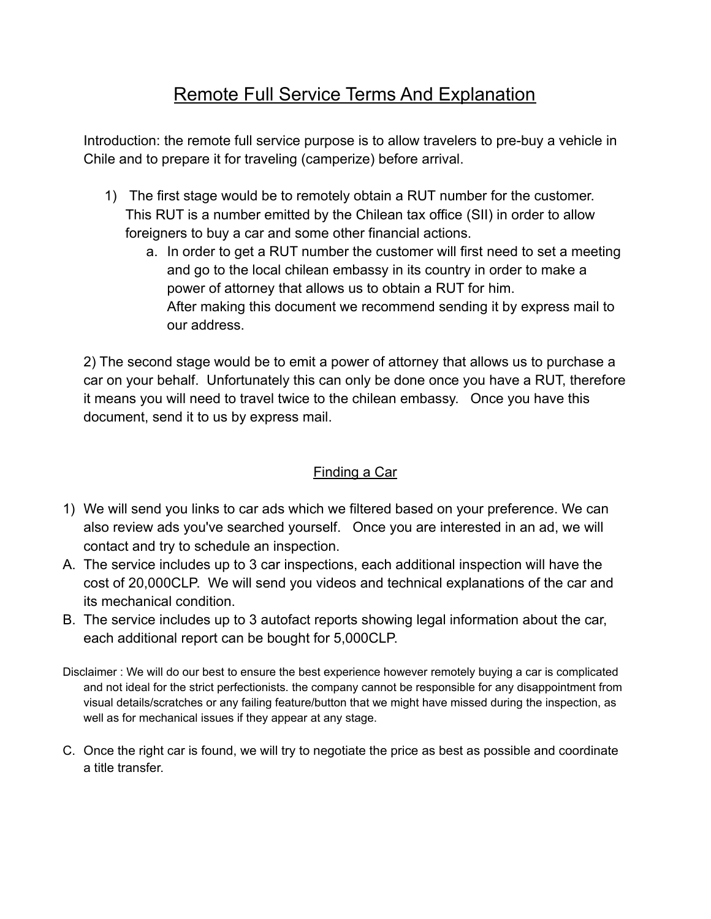# Remote Full Service Terms And Explanation

Introduction: the remote full service purpose is to allow travelers to pre-buy a vehicle in Chile and to prepare it for traveling (camperize) before arrival.

1) The first stage would be to remotely obtain a RUT number for the customer. This RUT is a number emitted by the Chilean tax office (SII) in order to allow foreigners to buy a car and some other financial actions.
   a. In order to get a RUT number the customer will first need to set a meeting and go to the local chilean embassy in its country in order to make a power of attorney that allows us to obtain a RUT for him.
      After making this document we recommend sending it by express mail to our address.

2) The second stage would be to emit a power of attorney that allows us to purchase a car on your behalf. Unfortunately this can only be done once you have a RUT, therefore it means you will need to travel twice to the chilean embassy. Once you have this document, send it to us by express mail.

## Finding a Car

1) We will send you links to car ads which we filtered based on your preference. We can also review ads you've searched yourself. Once you are interested in an ad, we will contact and try to schedule an inspection.

A. The service includes up to 3 car inspections, each additional inspection will have the cost of 20,000CLP. We will send you videos and technical explanations of the car and its mechanical condition.

B. The service includes up to 3 autofact reports showing legal information about the car, each additional report can be bought for 5,000CLP.

Disclaimer : We will do our best to ensure the best experience however remotely buying a car is complicated and not ideal for the strict perfectionists. the company cannot be responsible for any disappointment from visual details/scratches or any failing feature/button that we might have missed during the inspection, as well as for mechanical issues if they appear at any stage.

C. Once the right car is found, we will try to negotiate the price as best as possible and coordinate a title transfer.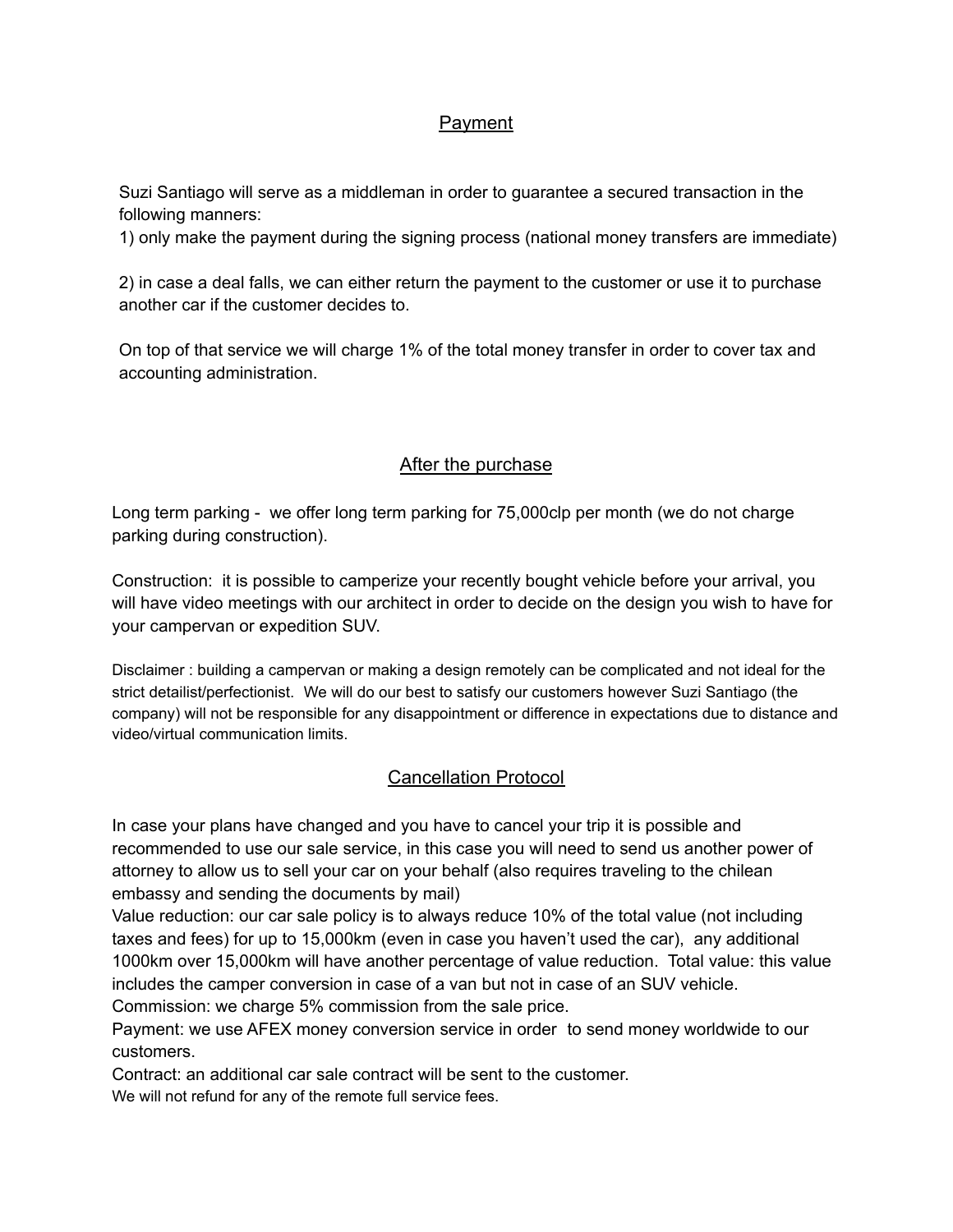## Payment

Suzi Santiago will serve as a middleman in order to guarantee a secured transaction in the following manners:

1) only make the payment during the signing process (national money transfers are immediate)

2) in case a deal falls, we can either return the payment to the customer or use it to purchase another car if the customer decides to.

On top of that service we will charge 1% of the total money transfer in order to cover tax and accounting administration.

## After the purchase

Long term parking - we offer long term parking for 75,000clp per month (we do not charge parking during construction).

Construction: it is possible to camperize your recently bought vehicle before your arrival, you will have video meetings with our architect in order to decide on the design you wish to have for your campervan or expedition SUV.

Disclaimer : building a campervan or making a design remotely can be complicated and not ideal for the strict detailist/perfectionist. We will do our best to satisfy our customers however Suzi Santiago (the company) will not be responsible for any disappointment or difference in expectations due to distance and video/virtual communication limits.

## Cancellation Protocol

In case your plans have changed and you have to cancel your trip it is possible and recommended to use our sale service, in this case you will need to send us another power of attorney to allow us to sell your car on your behalf (also requires traveling to the chilean embassy and sending the documents by mail)

Value reduction: our car sale policy is to always reduce 10% of the total value (not including taxes and fees) for up to 15,000km (even in case you haven't used the car), any additional 1000km over 15,000km will have another percentage of value reduction. Total value: this value includes the camper conversion in case of a van but not in case of an SUV vehicle.

Commission: we charge 5% commission from the sale price.

Payment: we use AFEX money conversion service in order to send money worldwide to our customers.

Contract: an additional car sale contract will be sent to the customer.

We will not refund for any of the remote full service fees.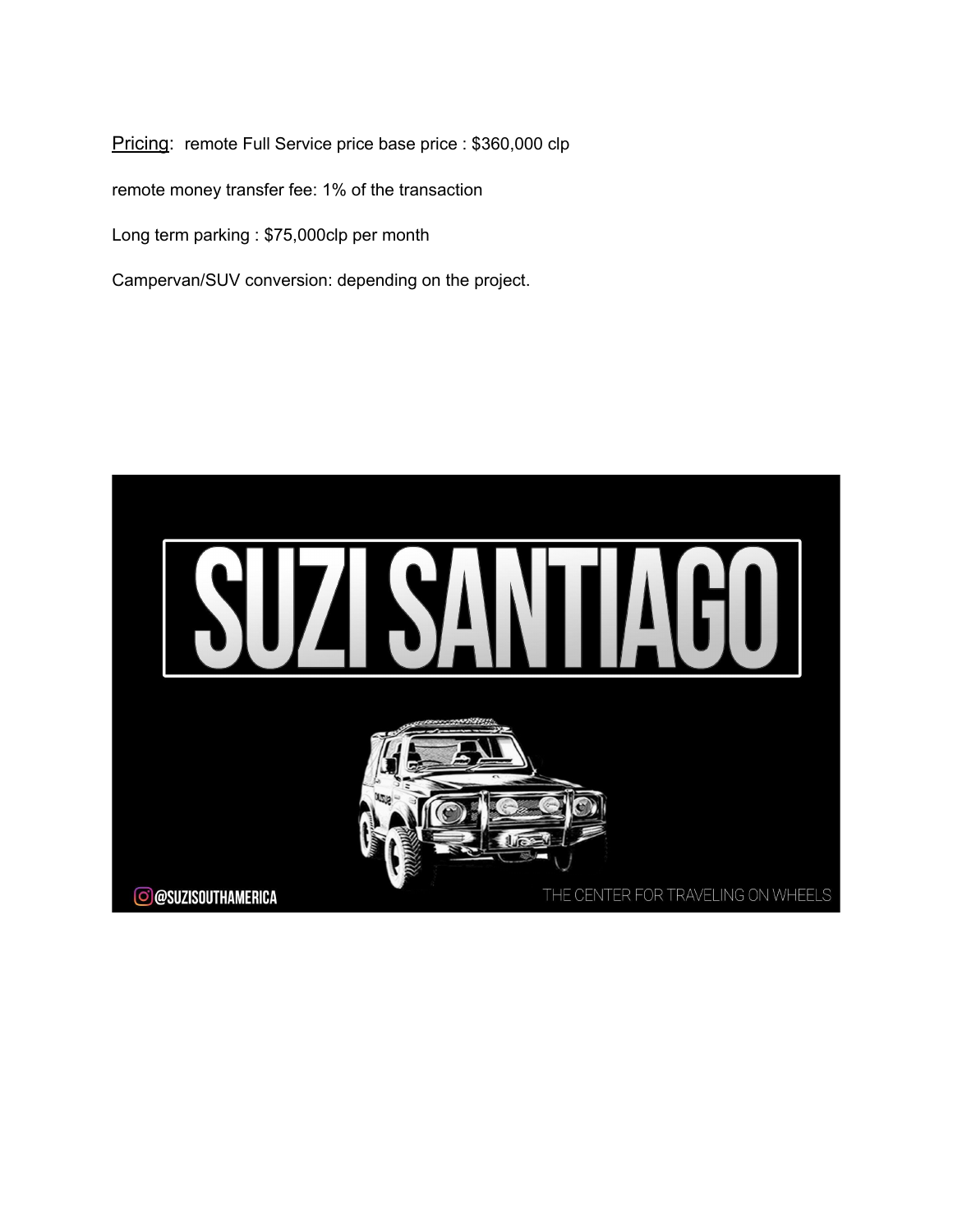<u>Pricing</u>: remote Full Service price base price : $360,000 clp

remote money transfer fee: 1% of the transaction

Long term parking : $75,000clp per month

Campervan/SUV conversion: depending on the project.

SUZI SANTIAGO

@SUZISOUTHAMERICA

THE CENTER FOR TRAVELING ON WHEELS